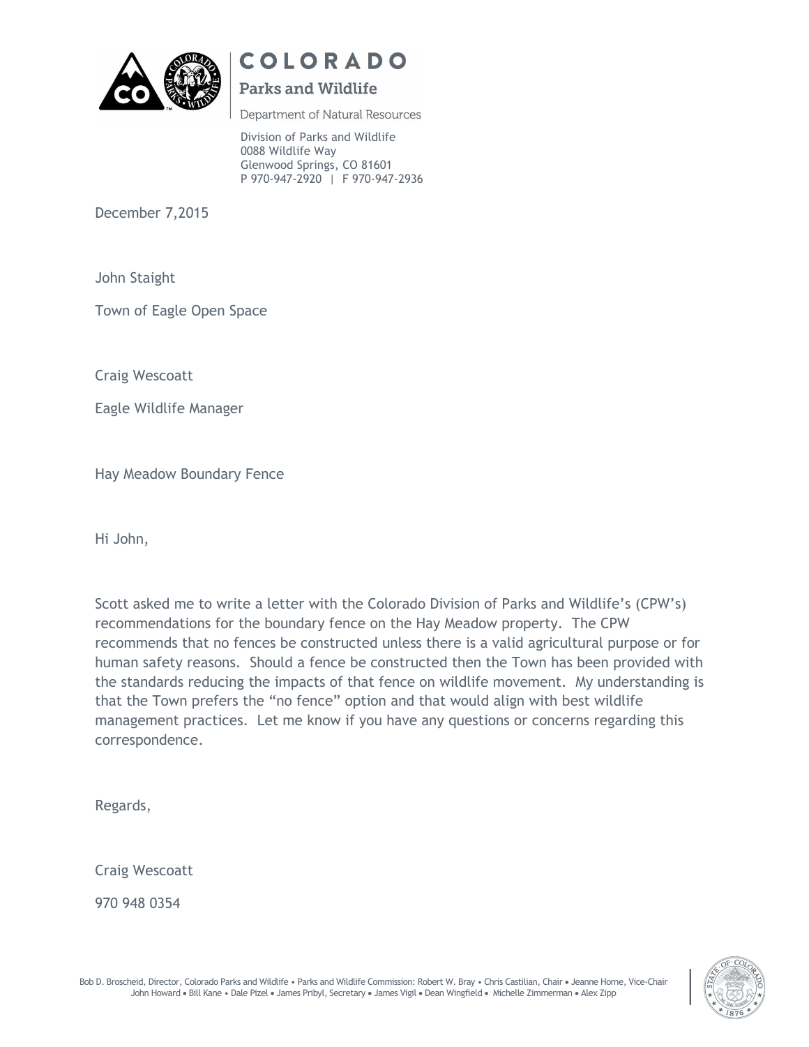COLORADO

Parks and Wildlife

Department of Natural Resources

Division of Parks and Wildlife
0088 Wildlife Way
Glenwood Springs, CO 81601
P 970-947-2920 | F 970-947-2936

December 7,2015

John Staight

Town of Eagle Open Space

Craig Wescoatt

Eagle Wildlife Manager

Hay Meadow Boundary Fence

Hi John,

Scott asked me to write a letter with the Colorado Division of Parks and Wildlife's (CPW's) recommendations for the boundary fence on the Hay Meadow property. The CPW recommends that no fences be constructed unless there is a valid agricultural purpose or for human safety reasons. Should a fence be constructed then the Town has been provided with the standards reducing the impacts of that fence on wildlife movement. My understanding is that the Town prefers the "no fence" option and that would align with best wildlife management practices. Let me know if you have any questions or concerns regarding this correspondence.

Regards,

Craig Wescoatt

970 948 0354

Bob D. Broscheid, Director, Colorado Parks and Wildlife • Parks and Wildlife Commission: Robert W. Bray • Chris Castilian, Chair • Jeanne Horne, Vice-Chair
John Howard • Bill Kane • Dale Pizel • James Pribyl, Secretary • James Vigil • Dean Wingfield • Michelle Zimmerman • Alex Zipp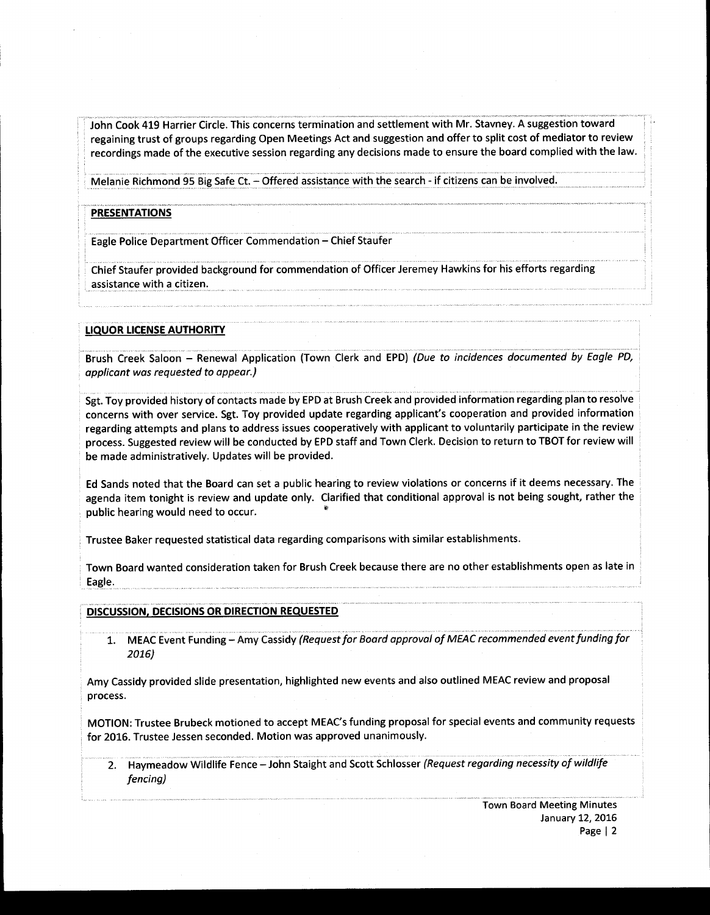John Cook 419 Harrier Circle. This concerns termination and settlement with Mr. Stavney. A suggestion toward regaining trust of groups regarding Open Meetings Act and suggestion and offer to split cost of mediator to review recordings made of the executive session regarding any decisions made to ensure the board complied with the law.

Melanie Richmond 95 Big Safe Ct. – Offered assistance with the search - if citizens can be involved.

**PRESENTATIONS**

Eagle Police Department Officer Commendation – Chief Staufer

Chief Staufer provided background for commendation of Officer Jeremey Hawkins for his efforts regarding assistance with a citizen.

**LIQUOR LICENSE AUTHORITY**

Brush Creek Saloon – Renewal Application (Town Clerk and EPD) *(Due to incidences documented by Eagle PD, applicant was requested to appear.)*

Sgt. Toy provided history of contacts made by EPD at Brush Creek and provided information regarding plan to resolve concerns with over service. Sgt. Toy provided update regarding applicant's cooperation and provided information regarding attempts and plans to address issues cooperatively with applicant to voluntarily participate in the review process. Suggested review will be conducted by EPD staff and Town Clerk. Decision to return to TBOT for review will be made administratively. Updates will be provided.

Ed Sands noted that the Board can set a public hearing to review violations or concerns if it deems necessary. The agenda item tonight is review and update only. Clarified that conditional approval is not being sought, rather the public hearing would need to occur.

Trustee Baker requested statistical data regarding comparisons with similar establishments.

Town Board wanted consideration taken for Brush Creek because there are no other establishments open as late in Eagle.

**DISCUSSION, DECISIONS OR DIRECTION REQUESTED**

1. MEAC Event Funding – Amy Cassidy *(Request for Board approval of MEAC recommended event funding for 2016)*

Amy Cassidy provided slide presentation, highlighted new events and also outlined MEAC review and proposal process.

MOTION: Trustee Brubeck motioned to accept MEAC's funding proposal for special events and community requests for 2016. Trustee Jessen seconded. Motion was approved unanimously.

2. Haymeadow Wildlife Fence – John Staight and Scott Schlosser *(Request regarding necessity of wildlife fencing)*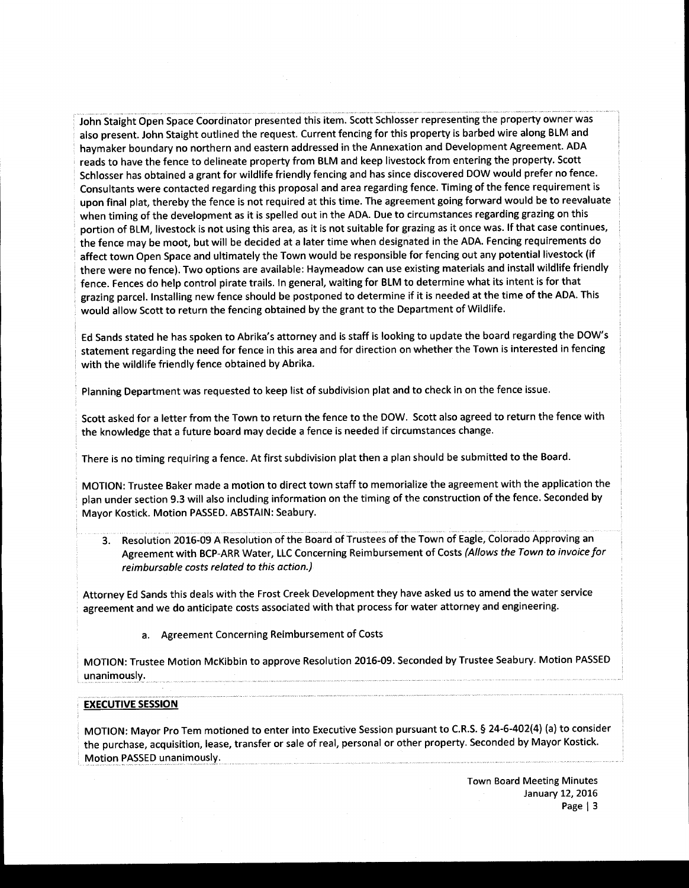John Staight Open Space Coordinator presented this item. Scott Schlosser representing the property owner was also present. John Staight outlined the request. Current fencing for this property is barbed wire along BLM and haymaker boundary no northern and eastern addressed in the Annexation and Development Agreement. ADA reads to have the fence to delineate property from BLM and keep livestock from entering the property. Scott Schlosser has obtained a grant for wildlife friendly fencing and has since discovered DOW would prefer no fence. Consultants were contacted regarding this proposal and area regarding fence. Timing of the fence requirement is upon final plat, thereby the fence is not required at this time. The agreement going forward would be to reevaluate when timing of the development as it is spelled out in the ADA. Due to circumstances regarding grazing on this portion of BLM, livestock is not using this area, as it is not suitable for grazing as it once was. If that case continues, the fence may be moot, but will be decided at a later time when designated in the ADA. Fencing requirements do affect town Open Space and ultimately the Town would be responsible for fencing out any potential livestock (if there were no fence). Two options are available: Haymeadow can use existing materials and install wildlife friendly fence. Fences do help control pirate trails. In general, waiting for BLM to determine what its intent is for that grazing parcel. Installing new fence should be postponed to determine if it is needed at the time of the ADA. This would allow Scott to return the fencing obtained by the grant to the Department of Wildlife.

Ed Sands stated he has spoken to Abrika's attorney and is staff is looking to update the board regarding the DOW's statement regarding the need for fence in this area and for direction on whether the Town is interested in fencing with the wildlife friendly fence obtained by Abrika.

Planning Department was requested to keep list of subdivision plat and to check in on the fence issue.

Scott asked for a letter from the Town to return the fence to the DOW. Scott also agreed to return the fence with the knowledge that a future board may decide a fence is needed if circumstances change.

There is no timing requiring a fence. At first subdivision plat then a plan should be submitted to the Board.

MOTION: Trustee Baker made a motion to direct town staff to memorialize the agreement with the application the plan under section 9.3 will also including information on the timing of the construction of the fence. Seconded by Mayor Kostick. Motion PASSED. ABSTAIN: Seabury.

3. Resolution 2016-09 A Resolution of the Board of Trustees of the Town of Eagle, Colorado Approving an Agreement with BCP-ARR Water, LLC Concerning Reimbursement of Costs *(Allows the Town to invoice for reimbursable costs related to this action.)*

Attorney Ed Sands this deals with the Frost Creek Development they have asked us to amend the water service agreement and we do anticipate costs associated with that process for water attorney and engineering.

   a. Agreement Concerning Reimbursement of Costs

MOTION: Trustee Motion McKibbin to approve Resolution 2016-09. Seconded by Trustee Seabury. Motion PASSED unanimously.

**EXECUTIVE SESSION**

MOTION: Mayor Pro Tem motioned to enter into Executive Session pursuant to C.R.S. § 24-6-402(4) (a) to consider the purchase, acquisition, lease, transfer or sale of real, personal or other property. Seconded by Mayor Kostick. Motion PASSED unanimously.